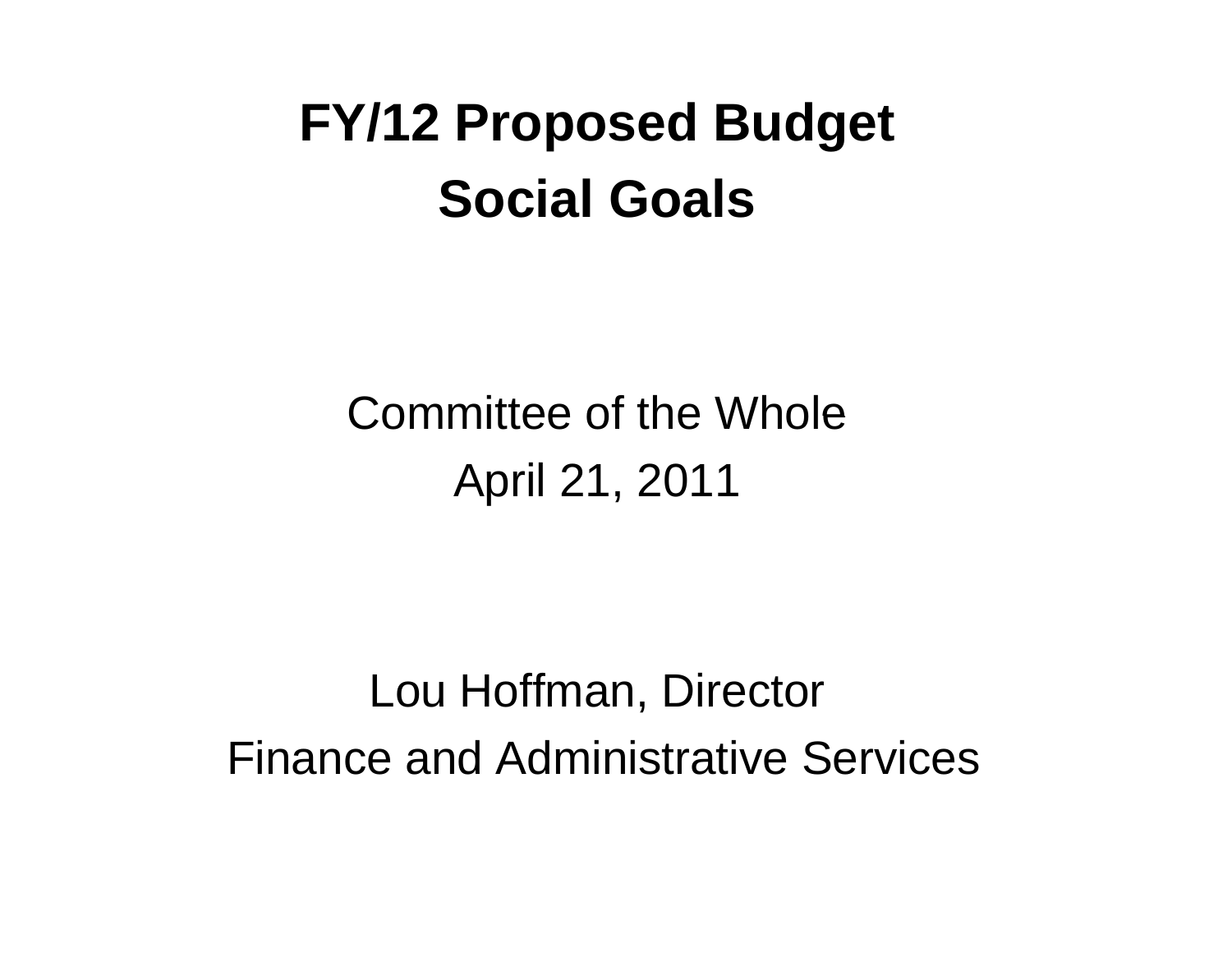# FY/12 Proposed Budget
# Social Goals

Committee of the Whole

April 21, 2011

Lou Hoffman, Director

Finance and Administrative Services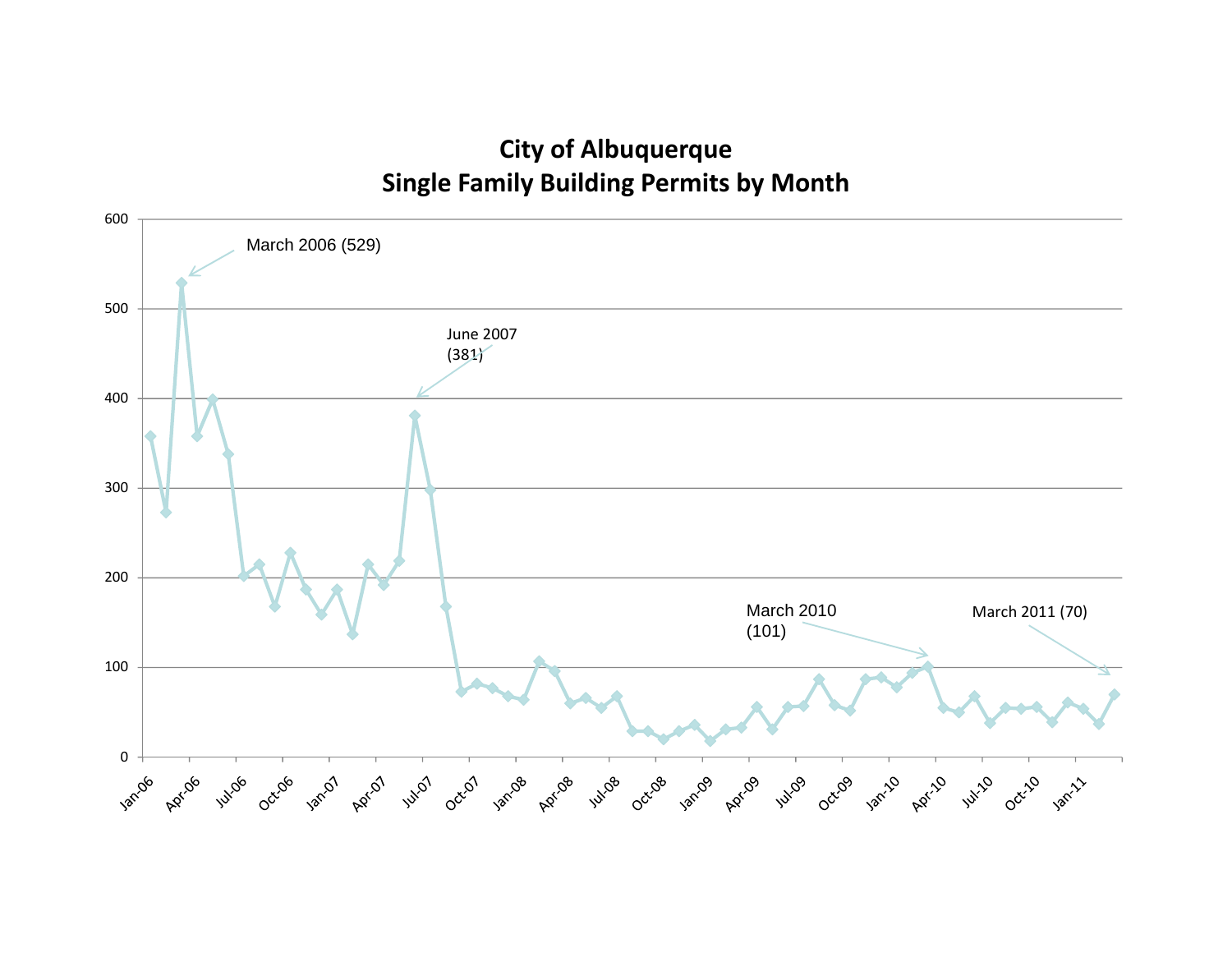# City of Albuquerque
## Single Family Building Permits by Month

March 2006 (529)

June 2007 (381)

March 2010 (101)

March 2011 (70)

600
500
400
300
200
100
0

Jan-06, Apr-06, Jul-06, Oct-06, Jan-07, Apr-07, Jul-07, Oct-07, Jan-08, Apr-08, Jul-08, Oct-08, Jan-09, Apr-09, Jul-09, Oct-09, Jan-10, Apr-10, Jul-10, Oct-10, Jan-11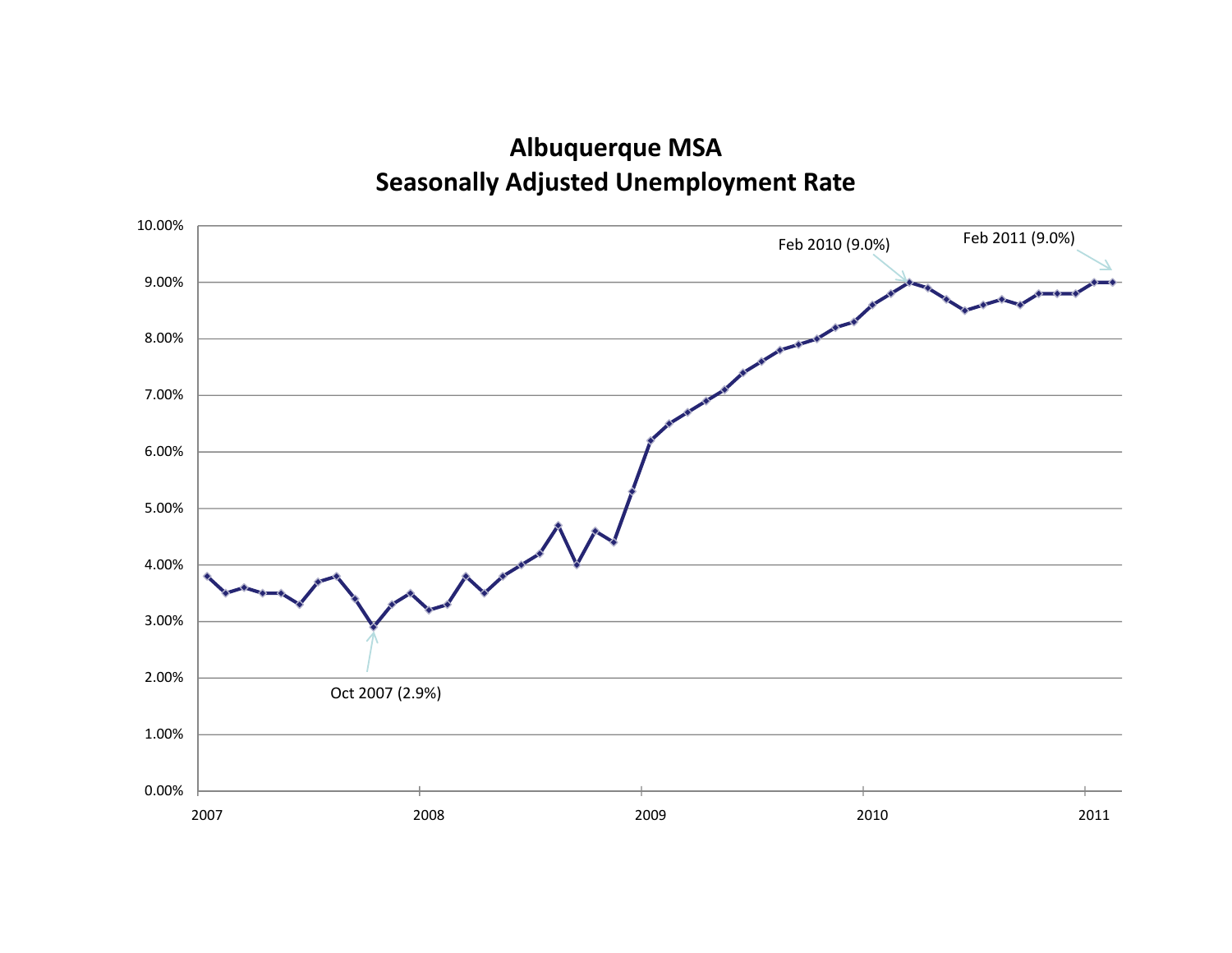## Albuquerque MSA
## Seasonally Adjusted Unemployment Rate

10.00%
9.00%
8.00%
7.00%
6.00%
5.00%
4.00%
3.00%
2.00%
1.00%
0.00%

2007 2008 2009 2010 2011

Oct 2007 (2.9%)

Feb 2010 (9.0%)

Feb 2011 (9.0%)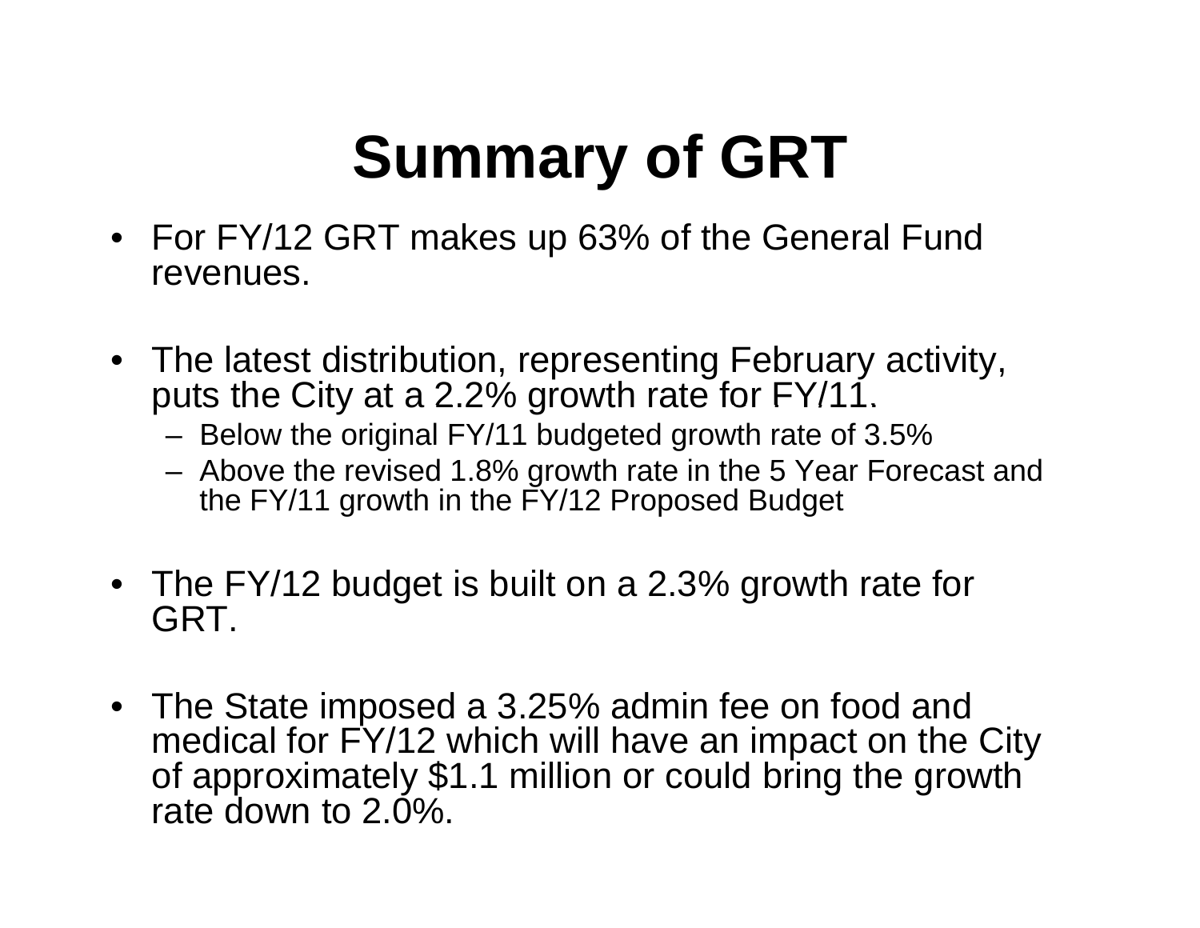# Summary of GRT

- For FY/12 GRT makes up 63% of the General Fund revenues.
- The latest distribution, representing February activity, puts the City at a 2.2% growth rate for FY/11.
  - Below the original FY/11 budgeted growth rate of 3.5%
  - Above the revised 1.8% growth rate in the 5 Year Forecast and the FY/11 growth in the FY/12 Proposed Budget
- The FY/12 budget is built on a 2.3% growth rate for GRT.
- The State imposed a 3.25% admin fee on food and medical for FY/12 which will have an impact on the City of approximately $1.1 million or could bring the growth rate down to 2.0%.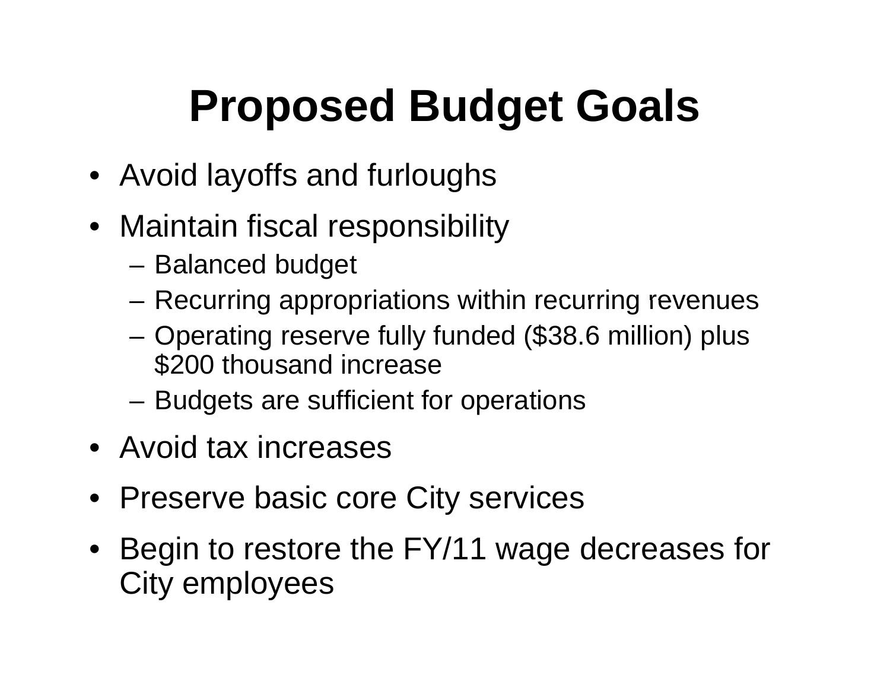# Proposed Budget Goals

- Avoid layoffs and furloughs
- Maintain fiscal responsibility
  - Balanced budget
  - Recurring appropriations within recurring revenues
  - Operating reserve fully funded ($38.6 million) plus $200 thousand increase
  - Budgets are sufficient for operations
- Avoid tax increases
- Preserve basic core City services
- Begin to restore the FY/11 wage decreases for City employees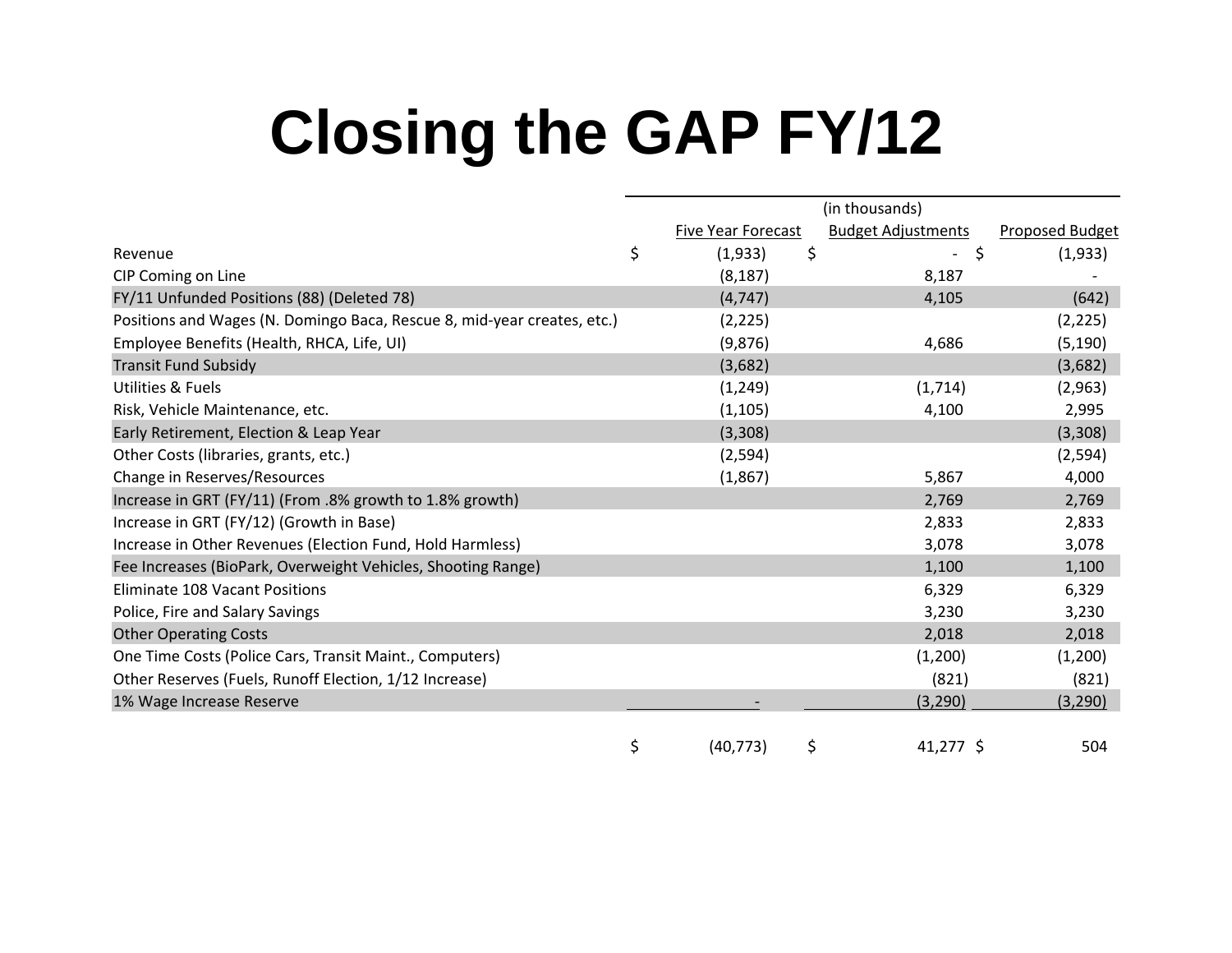# Closing the GAP FY/12

| | (in thousands) | | |
|---|---|---|---|
| | Five Year Forecast | Budget Adjustments | Proposed Budget |
| Revenue | $ (1,933) | $ - | $ (1,933) |
| CIP Coming on Line | (8,187) | 8,187 | - |
| FY/11 Unfunded Positions (88) (Deleted 78) | (4,747) | 4,105 | (642) |
| Positions and Wages (N. Domingo Baca, Rescue 8, mid-year creates, etc.) | (2,225) | | (2,225) |
| Employee Benefits (Health, RHCA, Life, UI) | (9,876) | 4,686 | (5,190) |
| Transit Fund Subsidy | (3,682) | | (3,682) |
| Utilities & Fuels | (1,249) | (1,714) | (2,963) |
| Risk, Vehicle Maintenance, etc. | (1,105) | 4,100 | 2,995 |
| Early Retirement, Election & Leap Year | (3,308) | | (3,308) |
| Other Costs (libraries, grants, etc.) | (2,594) | | (2,594) |
| Change in Reserves/Resources | (1,867) | 5,867 | 4,000 |
| Increase in GRT (FY/11) (From .8% growth to 1.8% growth) | | 2,769 | 2,769 |
| Increase in GRT (FY/12) (Growth in Base) | | 2,833 | 2,833 |
| Increase in Other Revenues (Election Fund, Hold Harmless) | | 3,078 | 3,078 |
| Fee Increases (BioPark, Overweight Vehicles, Shooting Range) | | 1,100 | 1,100 |
| Eliminate 108 Vacant Positions | | 6,329 | 6,329 |
| Police, Fire and Salary Savings | | 3,230 | 3,230 |
| Other Operating Costs | | 2,018 | 2,018 |
| One Time Costs (Police Cars, Transit Maint., Computers) | | (1,200) | (1,200) |
| Other Reserves (Fuels, Runoff Election, 1/12 Increase) | | (821) | (821) |
| 1% Wage Increase Reserve | - | (3,290) | (3,290) |
| | $ (40,773) | $ 41,277 | $ 504 |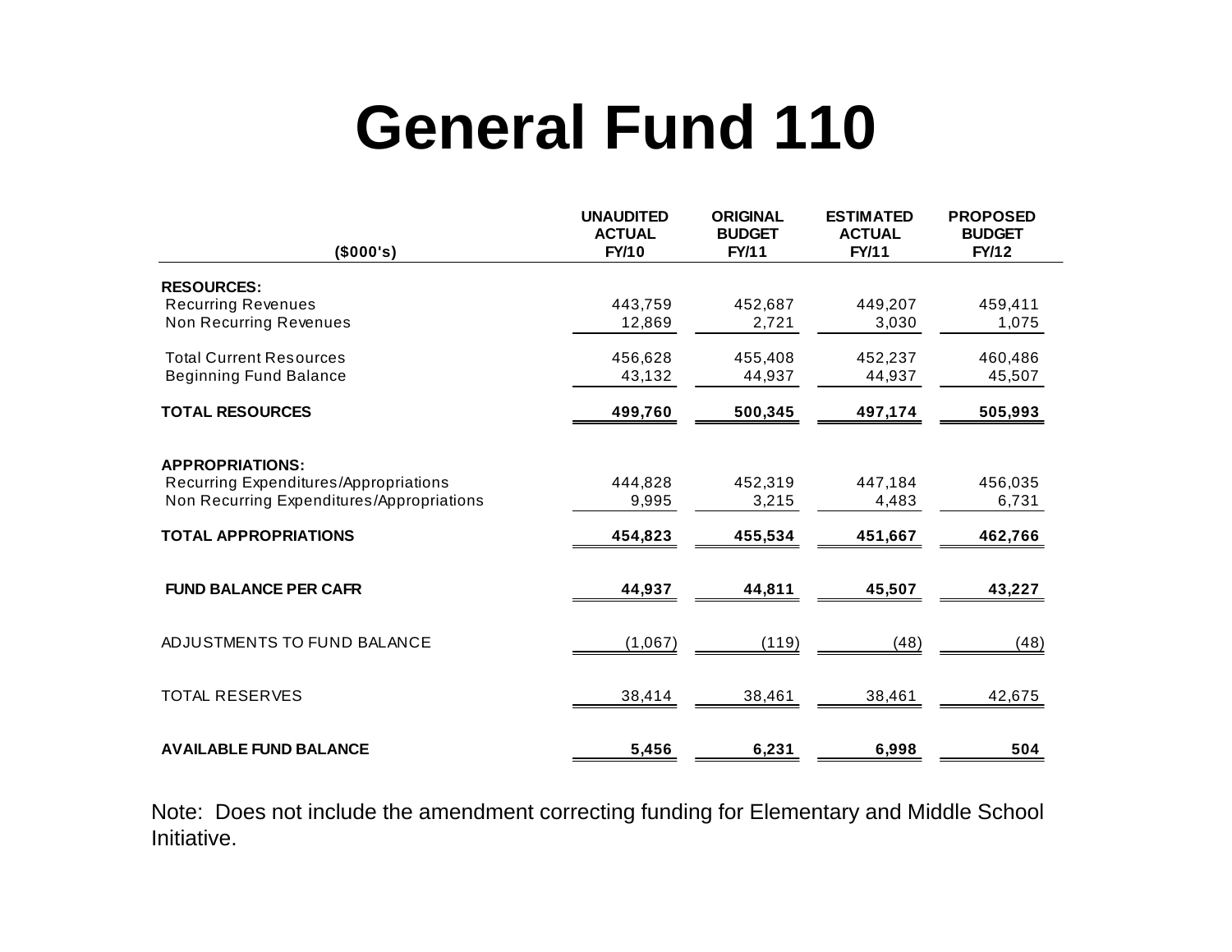# General Fund 110

| ($000's) | UNAUDITED ACTUAL FY/10 | ORIGINAL BUDGET FY/11 | ESTIMATED ACTUAL FY/11 | PROPOSED BUDGET FY/12 |
|---|---|---|---|---|
| **RESOURCES:** | | | | |
| Recurring Revenues | 443,759 | 452,687 | 449,207 | 459,411 |
| Non Recurring Revenues | 12,869 | 2,721 | 3,030 | 1,075 |
| Total Current Resources | 456,628 | 455,408 | 452,237 | 460,486 |
| Beginning Fund Balance | 43,132 | 44,937 | 44,937 | 45,507 |
| **TOTAL RESOURCES** | **499,760** | **500,345** | **497,174** | **505,993** |
| **APPROPRIATIONS:** | | | | |
| Recurring Expenditures/Appropriations | 444,828 | 452,319 | 447,184 | 456,035 |
| Non Recurring Expenditures/Appropriations | 9,995 | 3,215 | 4,483 | 6,731 |
| **TOTAL APPROPRIATIONS** | **454,823** | **455,534** | **451,667** | **462,766** |
| **FUND BALANCE PER CAFR** | **44,937** | **44,811** | **45,507** | **43,227** |
| ADJUSTMENTS TO FUND BALANCE | (1,067) | (119) | (48) | (48) |
| TOTAL RESERVES | 38,414 | 38,461 | 38,461 | 42,675 |
| **AVAILABLE FUND BALANCE** | **5,456** | **6,231** | **6,998** | **504** |

Note: Does not include the amendment correcting funding for Elementary and Middle School Initiative.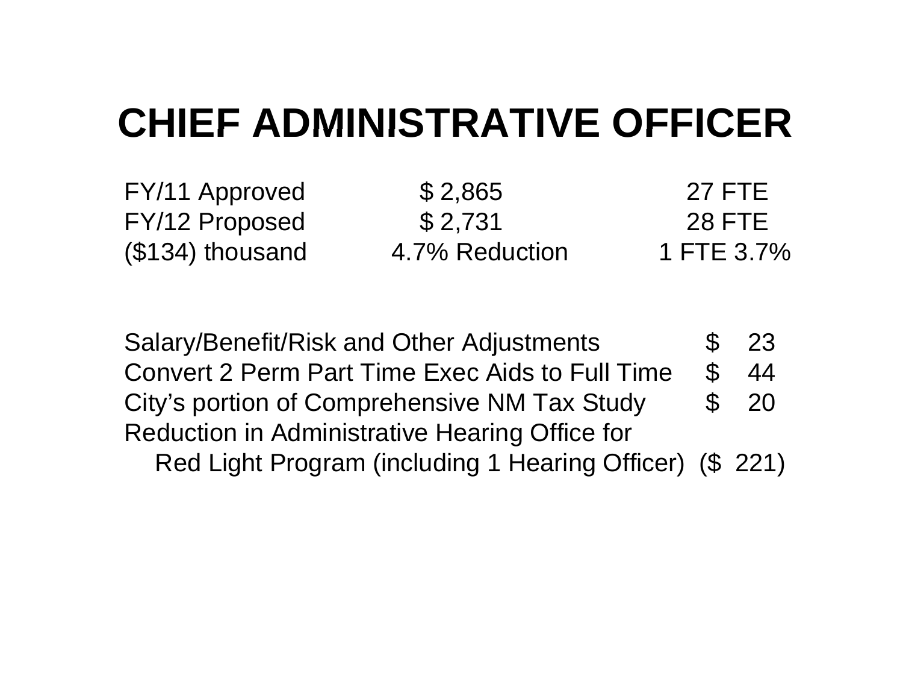# CHIEF ADMINISTRATIVE OFFICER

| | | |
|---|---|---|
| FY/11 Approved | $ 2,865 | 27 FTE |
| FY/12 Proposed | $ 2,731 | 28 FTE |
| ($134) thousand | 4.7% Reduction | 1 FTE 3.7% |

| | |
|---|---|
| Salary/Benefit/Risk and Other Adjustments | $ 23 |
| Convert 2 Perm Part Time Exec Aids to Full Time | $ 44 |
| City's portion of Comprehensive NM Tax Study | $ 20 |
| Reduction in Administrative Hearing Office for Red Light Program (including 1 Hearing Officer) | ($ 221) |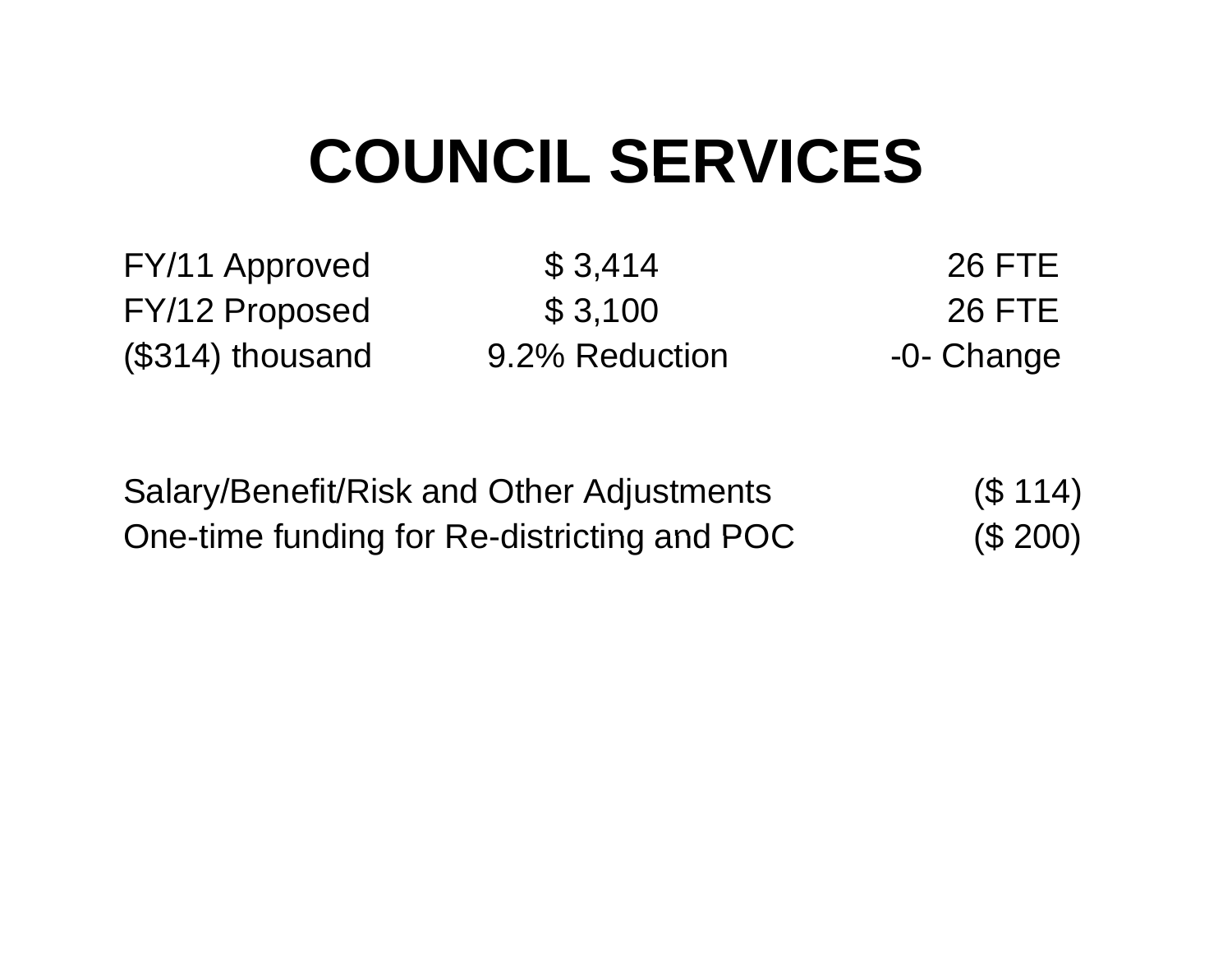# COUNCIL SERVICES

| | | |
|---|---|---|
| FY/11 Approved | $ 3,414 | 26 FTE |
| FY/12 Proposed | $ 3,100 | 26 FTE |
| ($314) thousand | 9.2% Reduction | -0- Change |

| | |
|---|---|
| Salary/Benefit/Risk and Other Adjustments | ($ 114) |
| One-time funding for Re-districting and POC | ($ 200) |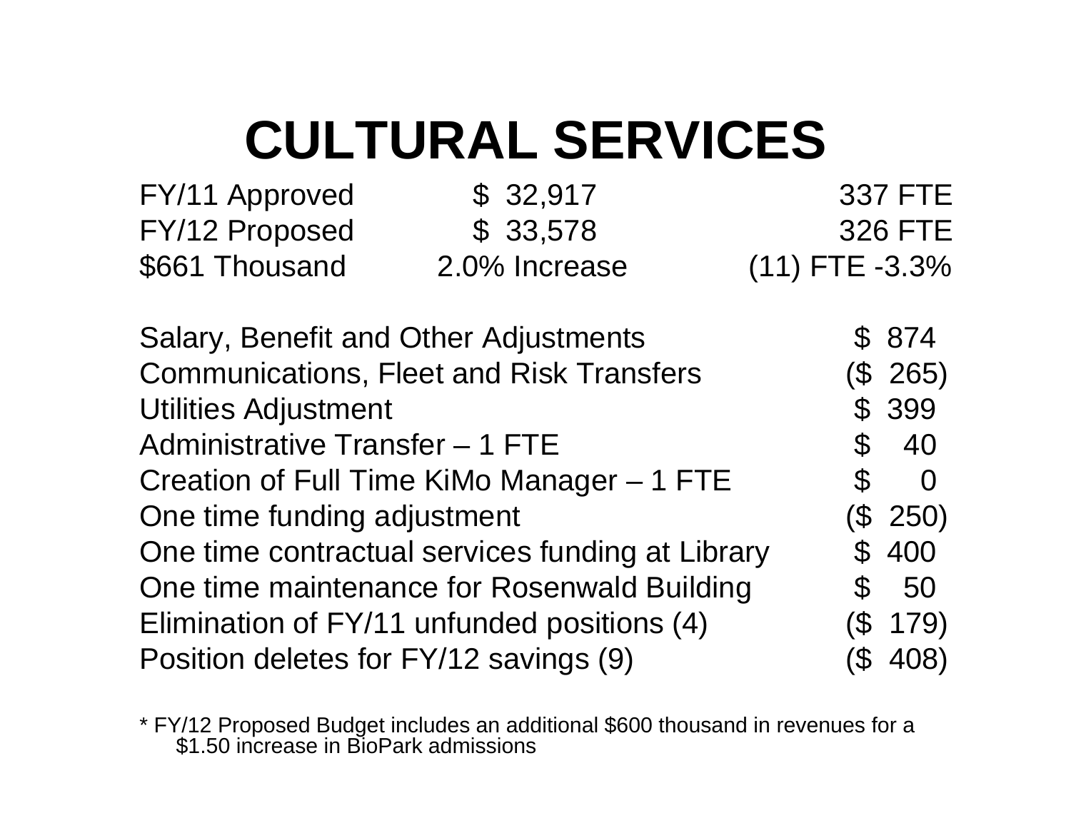# CULTURAL SERVICES

| | | |
|---|---|---|
| FY/11 Approved | $ 32,917 | 337 FTE |
| FY/12 Proposed | $ 33,578 | 326 FTE |
| $661 Thousand | 2.0% Increase | (11) FTE -3.3% |

| | |
|---|---|
| Salary, Benefit and Other Adjustments | $ 874 |
| Communications, Fleet and Risk Transfers | ($ 265) |
| Utilities Adjustment | $ 399 |
| Administrative Transfer – 1 FTE | $ 40 |
| Creation of Full Time KiMo Manager – 1 FTE | $ 0 |
| One time funding adjustment | ($ 250) |
| One time contractual services funding at Library | $ 400 |
| One time maintenance for Rosenwald Building | $ 50 |
| Elimination of FY/11 unfunded positions (4) | ($ 179) |
| Position deletes for FY/12 savings (9) | ($ 408) |

* FY/12 Proposed Budget includes an additional $600 thousand in revenues for a $1.50 increase in BioPark admissions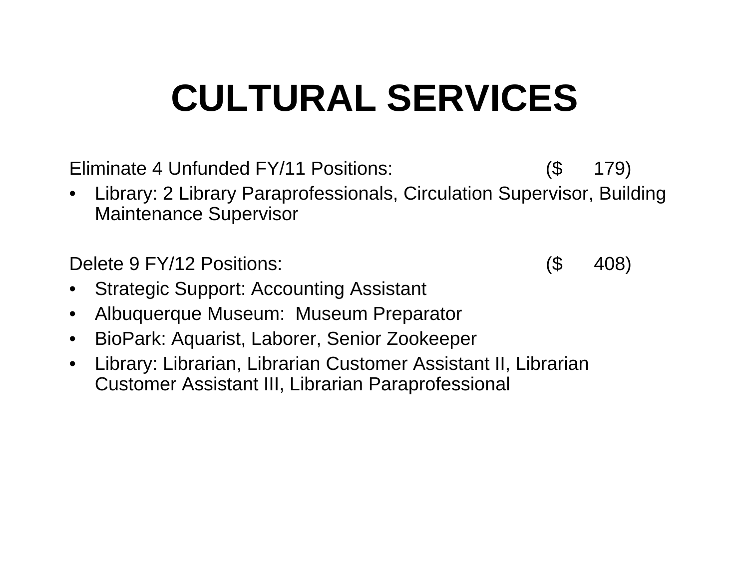# CULTURAL SERVICES

Eliminate 4 Unfunded FY/11 Positions: ($ 179)

- Library: 2 Library Paraprofessionals, Circulation Supervisor, Building Maintenance Supervisor

Delete 9 FY/12 Positions: ($ 408)

- Strategic Support: Accounting Assistant
- Albuquerque Museum: Museum Preparator
- BioPark: Aquarist, Laborer, Senior Zookeeper
- Library: Librarian, Librarian Customer Assistant II, Librarian Customer Assistant III, Librarian Paraprofessional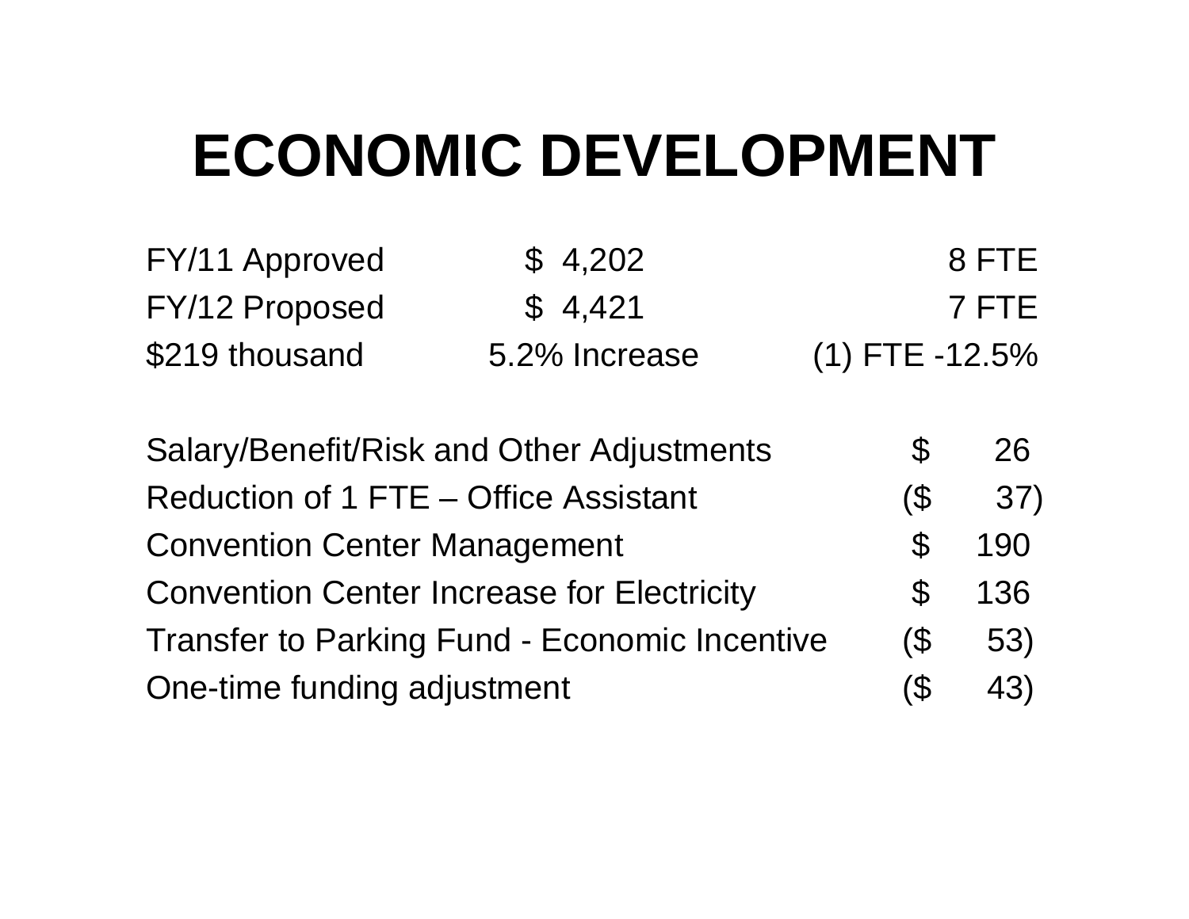# ECONOMIC DEVELOPMENT

| | | |
|---|---|---|
| FY/11 Approved | $ 4,202 | 8 FTE |
| FY/12 Proposed | $ 4,421 | 7 FTE |
| $219 thousand | 5.2% Increase | (1) FTE -12.5% |

| | |
|---|---|
| Salary/Benefit/Risk and Other Adjustments | $ 26 |
| Reduction of 1 FTE – Office Assistant | ($ 37) |
| Convention Center Management | $ 190 |
| Convention Center Increase for Electricity | $ 136 |
| Transfer to Parking Fund - Economic Incentive | ($ 53) |
| One-time funding adjustment | ($ 43) |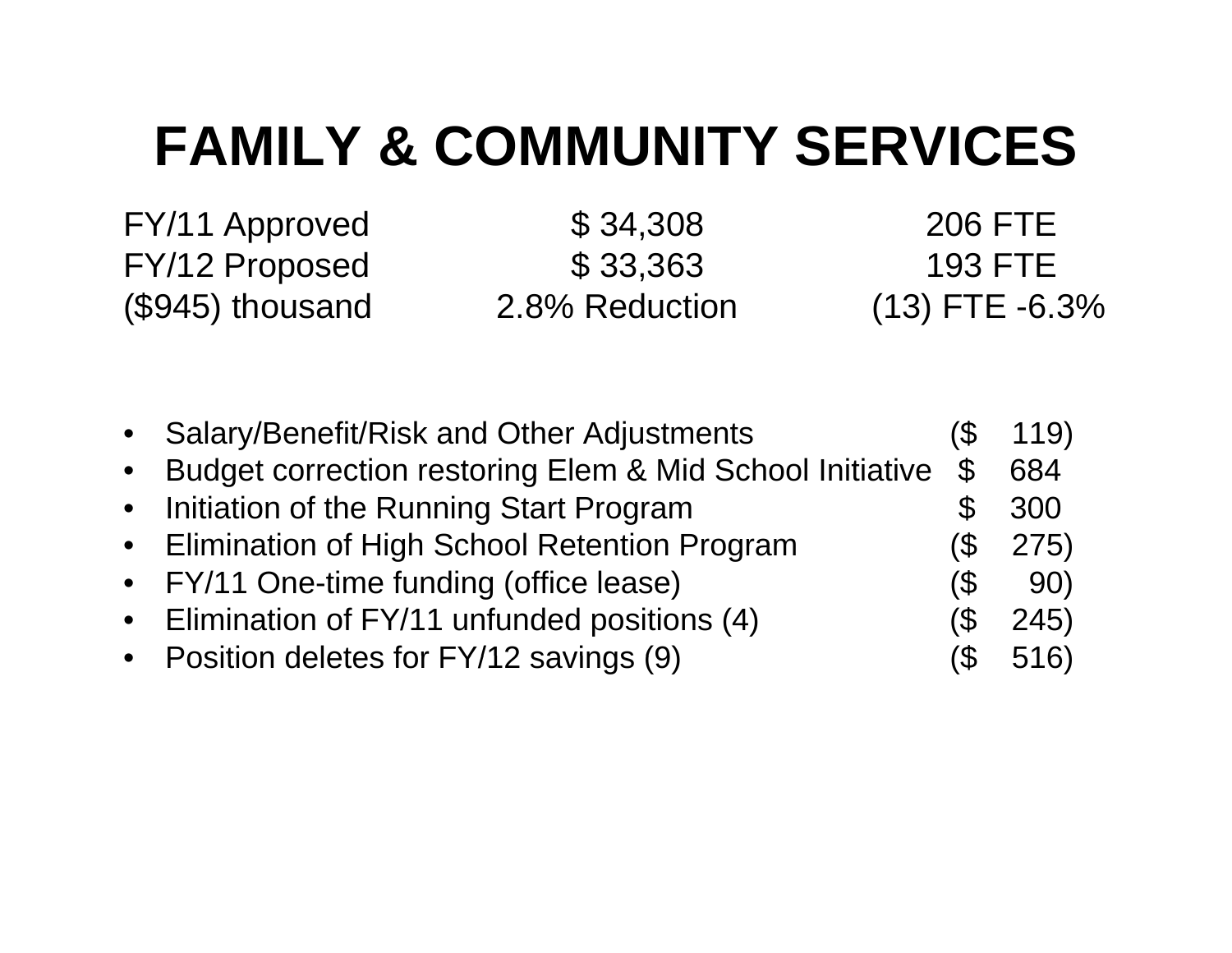# FAMILY & COMMUNITY SERVICES

| | | |
|---|---|---|
| FY/11 Approved | $ 34,308 | 206 FTE |
| FY/12 Proposed | $ 33,363 | 193 FTE |
| ($945) thousand | 2.8% Reduction | (13) FTE -6.3% |

| | |
|---|---|
| • Salary/Benefit/Risk and Other Adjustments | ($ 119) |
| • Budget correction restoring Elem & Mid School Initiative | $ 684 |
| • Initiation of the Running Start Program | $ 300 |
| • Elimination of High School Retention Program | ($ 275) |
| • FY/11 One-time funding (office lease) | ($ 90) |
| • Elimination of FY/11 unfunded positions (4) | ($ 245) |
| • Position deletes for FY/12 savings (9) | ($ 516) |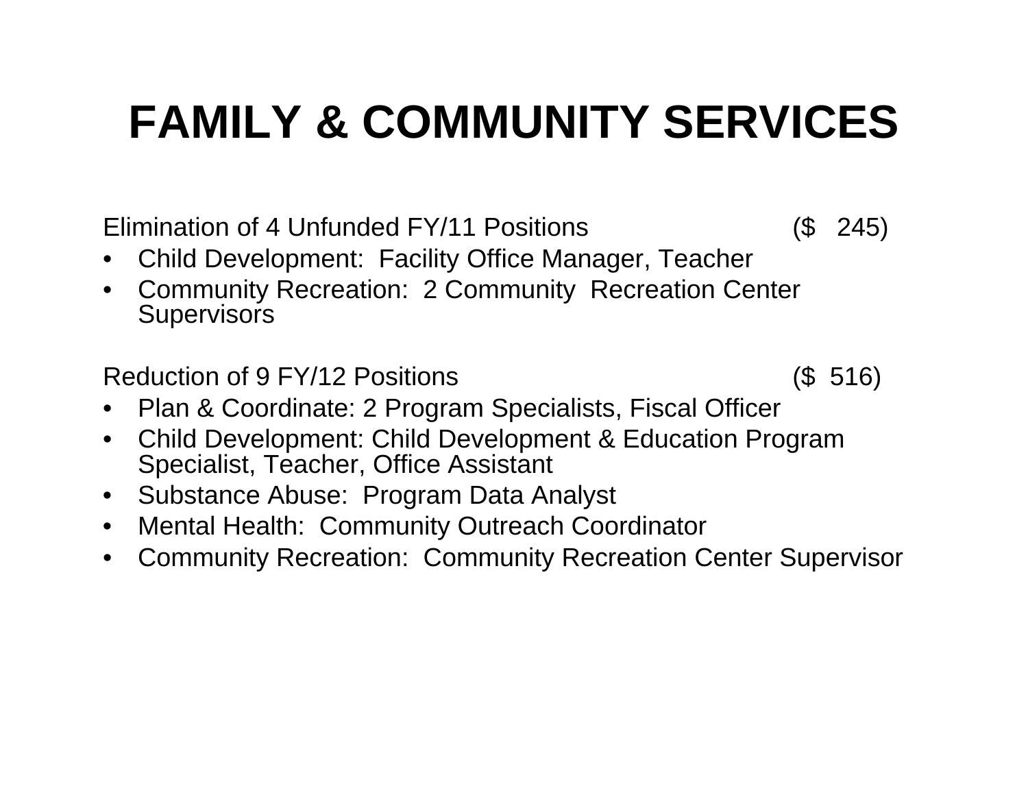# FAMILY & COMMUNITY SERVICES

Elimination of 4 Unfunded FY/11 Positions ($ 245)

- Child Development: Facility Office Manager, Teacher
- Community Recreation: 2 Community Recreation Center Supervisors

Reduction of 9 FY/12 Positions ($ 516)

- Plan & Coordinate: 2 Program Specialists, Fiscal Officer
- Child Development: Child Development & Education Program Specialist, Teacher, Office Assistant
- Substance Abuse: Program Data Analyst
- Mental Health: Community Outreach Coordinator
- Community Recreation: Community Recreation Center Supervisor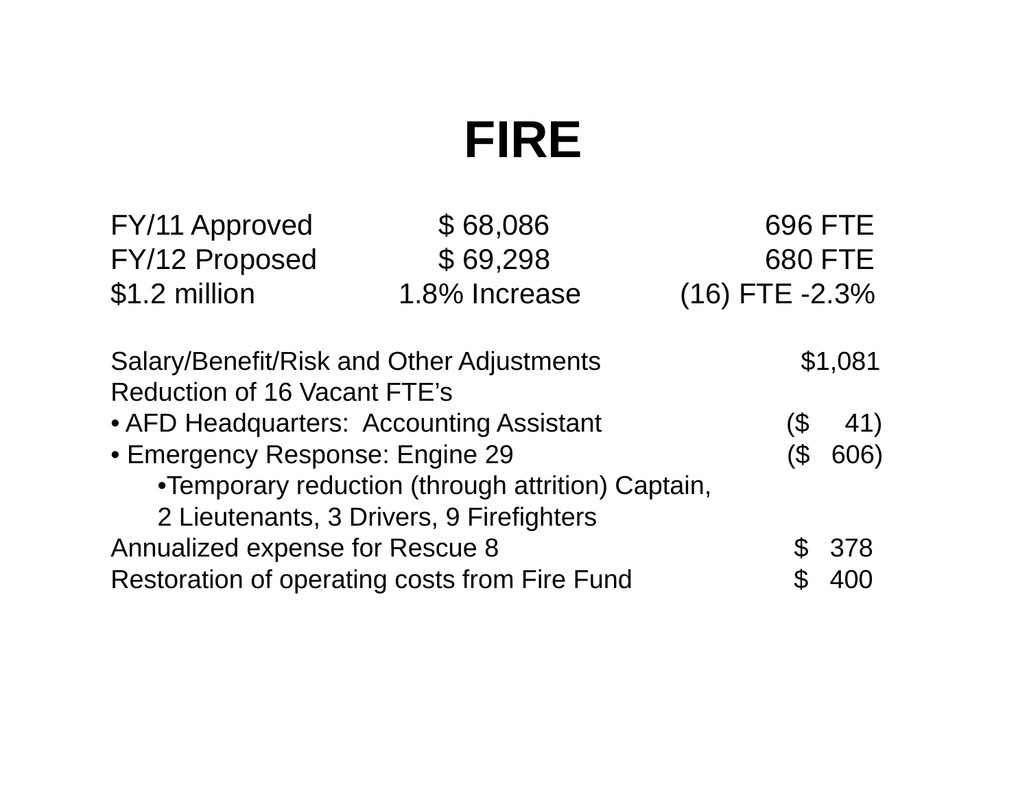# FIRE

| | | |
|---|---|---|
| FY/11 Approved | $ 68,086 | 696 FTE |
| FY/12 Proposed | $ 69,298 | 680 FTE |
| $1.2 million | 1.8% Increase | (16) FTE -2.3% |

| | |
|---|---|
| Salary/Benefit/Risk and Other Adjustments | $1,081 |
| Reduction of 16 Vacant FTE's | |
| • AFD Headquarters: Accounting Assistant | ($ 41) |
| • Emergency Response: Engine 29 | ($ 606) |
| •Temporary reduction (through attrition) Captain, 2 Lieutenants, 3 Drivers, 9 Firefighters | |
| Annualized expense for Rescue 8 | $ 378 |
| Restoration of operating costs from Fire Fund | $ 400 |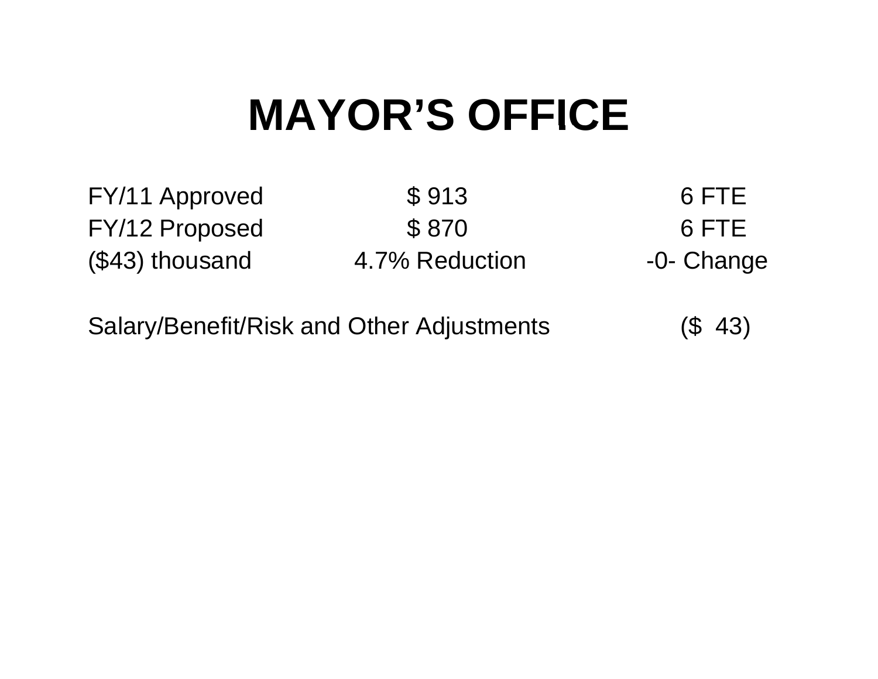# MAYOR'S OFFICE

| | | |
|---|---|---|
| FY/11 Approved | $ 913 | 6 FTE |
| FY/12 Proposed | $ 870 | 6 FTE |
| ($43) thousand | 4.7% Reduction | -0- Change |

| | |
|---|---|
| Salary/Benefit/Risk and Other Adjustments | ($ 43) |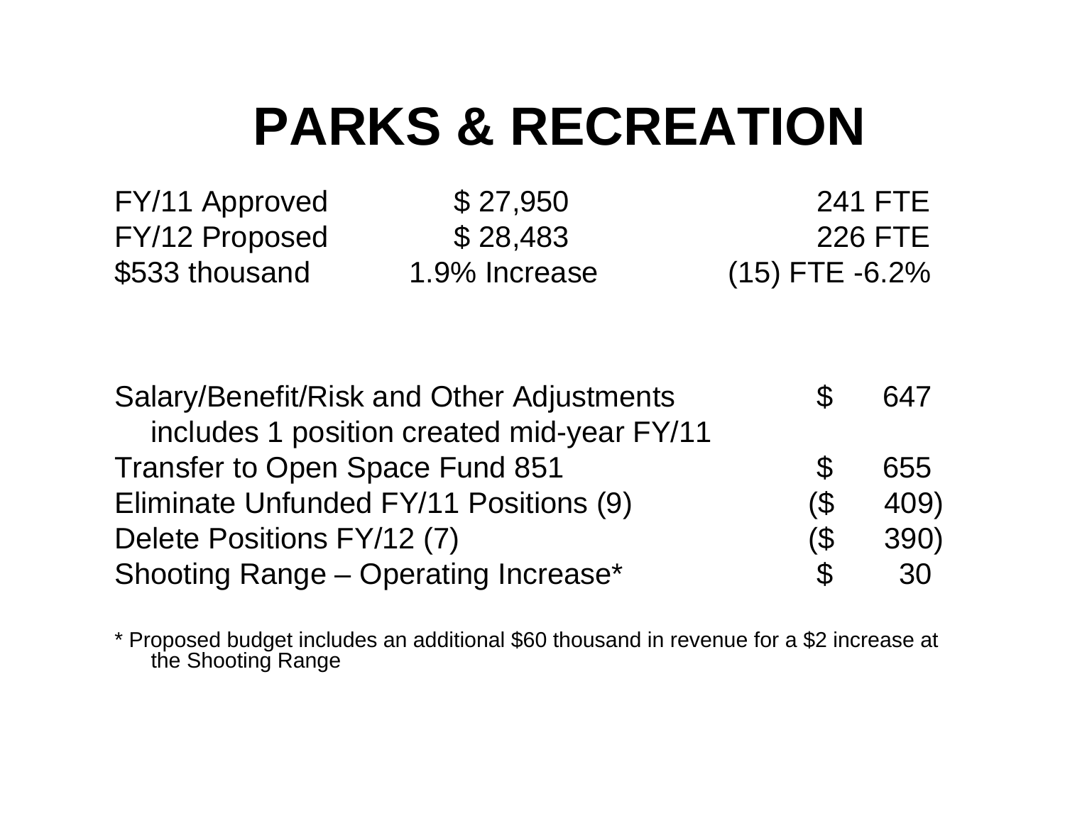# PARKS & RECREATION

| | | |
|---|---|---|
| FY/11 Approved | $ 27,950 | 241 FTE |
| FY/12 Proposed | $ 28,483 | 226 FTE |
| $533 thousand | 1.9% Increase | (15) FTE -6.2% |

| | |
|---|---|
| Salary/Benefit/Risk and Other Adjustments<br>includes 1 position created mid-year FY/11 | $ 647 |
| Transfer to Open Space Fund 851 | $ 655 |
| Eliminate Unfunded FY/11 Positions (9) | ($ 409) |
| Delete Positions FY/12 (7) | ($ 390) |
| Shooting Range – Operating Increase* | $ 30 |

* Proposed budget includes an additional $60 thousand in revenue for a $2 increase at the Shooting Range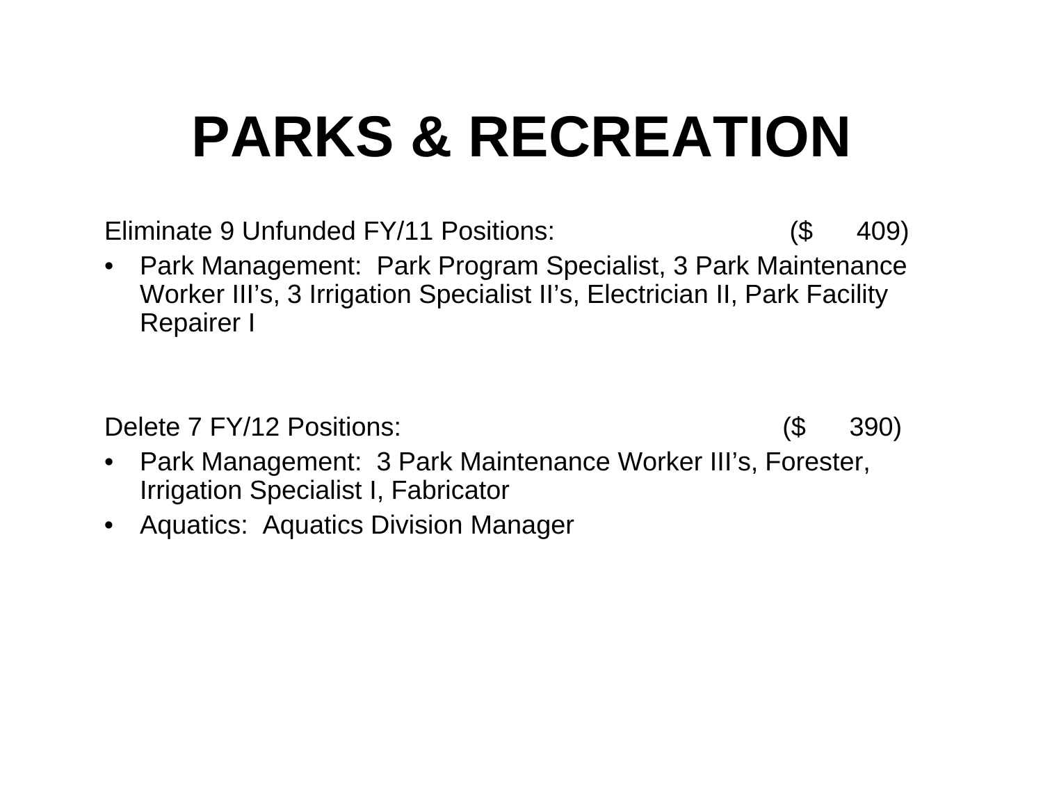# PARKS & RECREATION

Eliminate 9 Unfunded FY/11 Positions: ($ 409)

- Park Management: Park Program Specialist, 3 Park Maintenance Worker III's, 3 Irrigation Specialist II's, Electrician II, Park Facility Repairer I

Delete 7 FY/12 Positions: ($ 390)

- Park Management: 3 Park Maintenance Worker III's, Forester, Irrigation Specialist I, Fabricator
- Aquatics: Aquatics Division Manager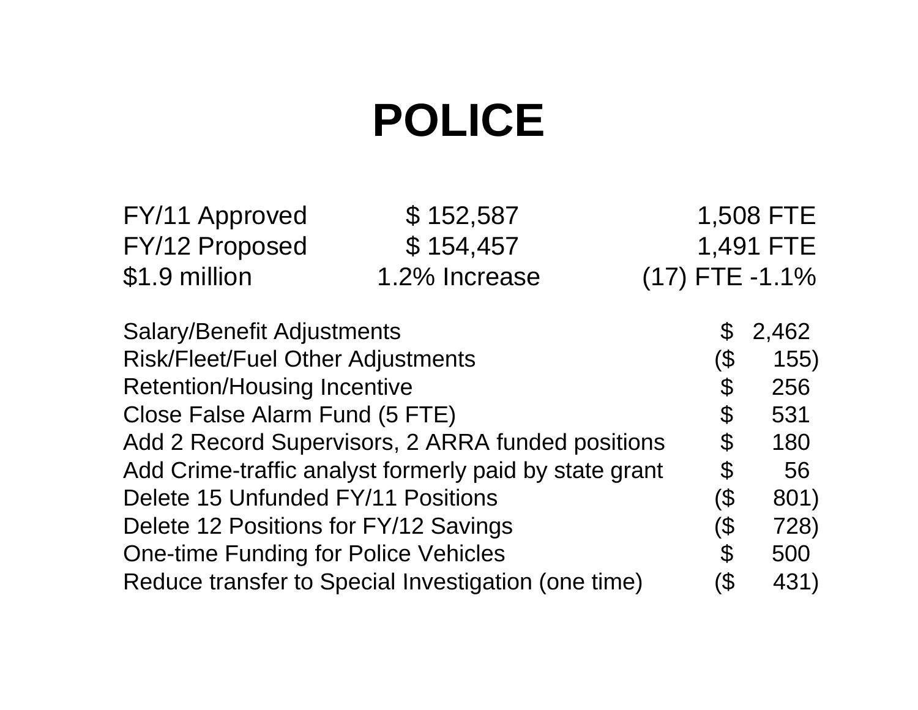# POLICE

| | | |
|---|---|---|
| FY/11 Approved | $ 152,587 | 1,508 FTE |
| FY/12 Proposed | $ 154,457 | 1,491 FTE |
| $1.9 million | 1.2% Increase | (17) FTE -1.1% |

| | |
|---|---|
| Salary/Benefit Adjustments | $ 2,462 |
| Risk/Fleet/Fuel Other Adjustments | ($ 155) |
| Retention/Housing Incentive | $ 256 |
| Close False Alarm Fund (5 FTE) | $ 531 |
| Add 2 Record Supervisors, 2 ARRA funded positions | $ 180 |
| Add Crime-traffic analyst formerly paid by state grant | $ 56 |
| Delete 15 Unfunded FY/11 Positions | ($ 801) |
| Delete 12 Positions for FY/12 Savings | ($ 728) |
| One-time Funding for Police Vehicles | $ 500 |
| Reduce transfer to Special Investigation (one time) | ($ 431) |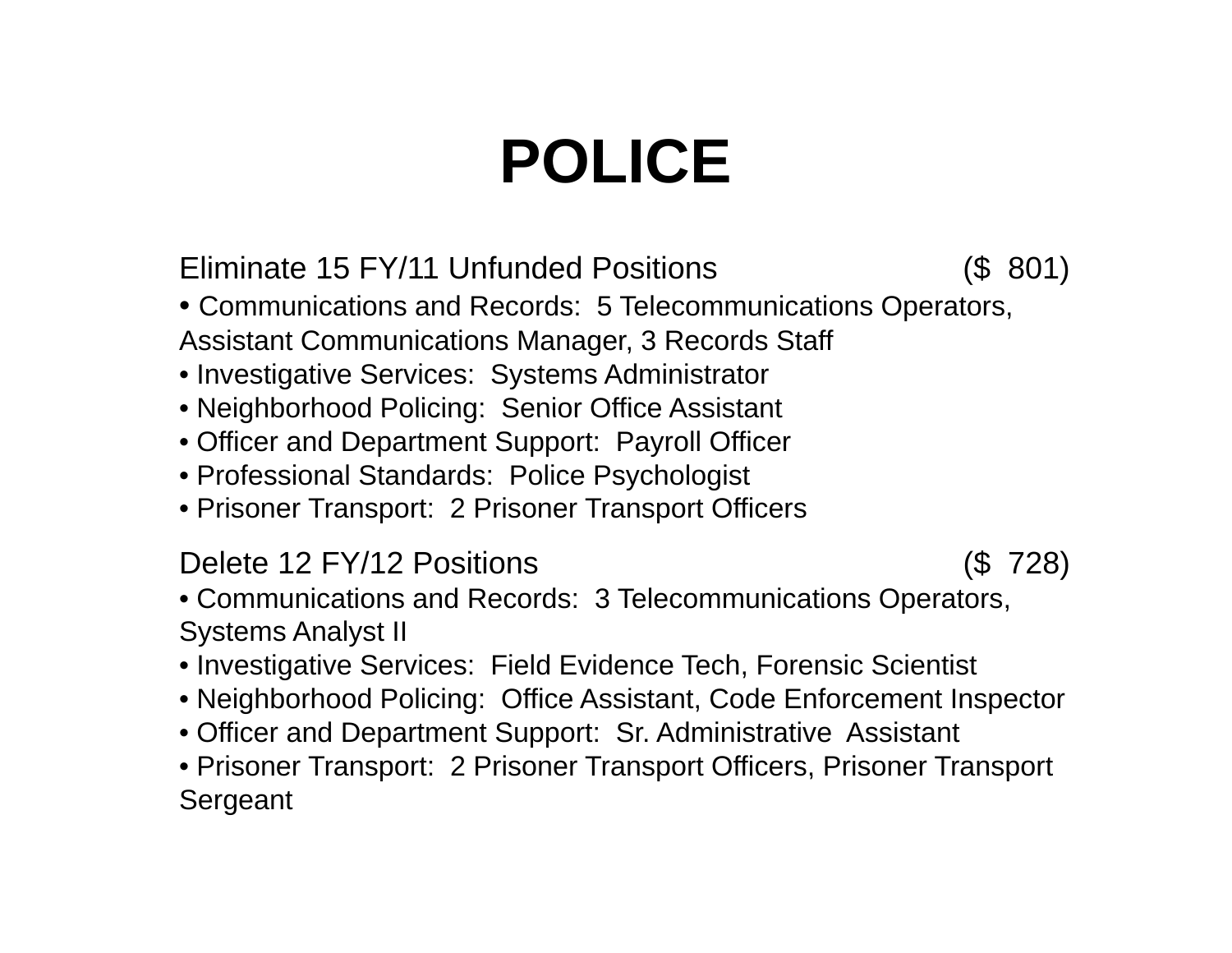# POLICE

Eliminate 15 FY/11 Unfunded Positions ($ 801)

- Communications and Records: 5 Telecommunications Operators, Assistant Communications Manager, 3 Records Staff
- Investigative Services: Systems Administrator
- Neighborhood Policing: Senior Office Assistant
- Officer and Department Support: Payroll Officer
- Professional Standards: Police Psychologist
- Prisoner Transport: 2 Prisoner Transport Officers

Delete 12 FY/12 Positions ($ 728)

- Communications and Records: 3 Telecommunications Operators, Systems Analyst II
- Investigative Services: Field Evidence Tech, Forensic Scientist
- Neighborhood Policing: Office Assistant, Code Enforcement Inspector
- Officer and Department Support: Sr. Administrative Assistant
- Prisoner Transport: 2 Prisoner Transport Officers, Prisoner Transport Sergeant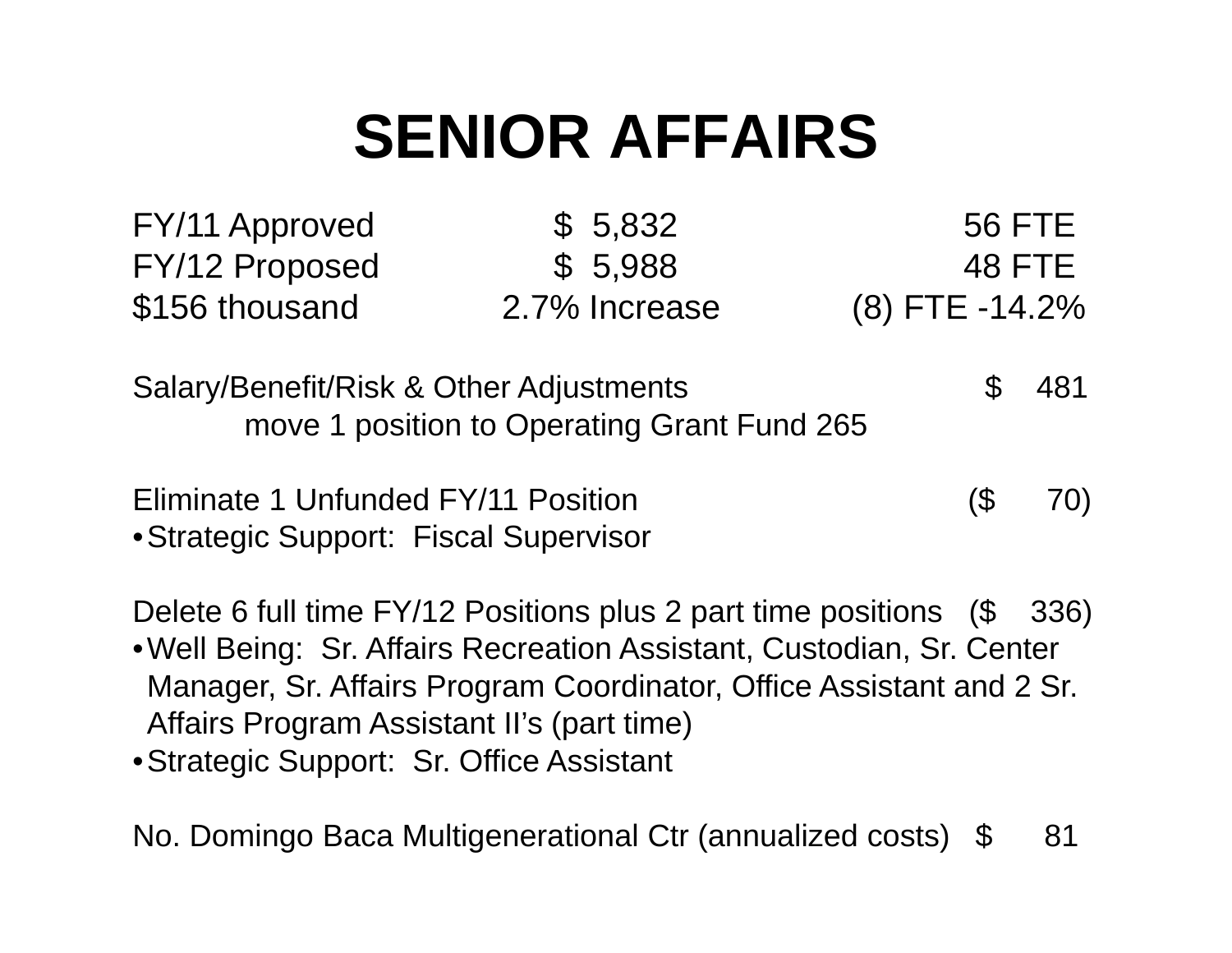# SENIOR AFFAIRS

| | | |
|---|---|---|
| FY/11 Approved | $ 5,832 | 56 FTE |
| FY/12 Proposed | $ 5,988 | 48 FTE |
| $156 thousand | 2.7% Increase | (8) FTE -14.2% |

Salary/Benefit/Risk & Other Adjustments $ 481

move 1 position to Operating Grant Fund 265

Eliminate 1 Unfunded FY/11 Position ($ 70)

- Strategic Support: Fiscal Supervisor

Delete 6 full time FY/12 Positions plus 2 part time positions ($ 336)

- Well Being: Sr. Affairs Recreation Assistant, Custodian, Sr. Center Manager, Sr. Affairs Program Coordinator, Office Assistant and 2 Sr. Affairs Program Assistant II's (part time)
- Strategic Support: Sr. Office Assistant

No. Domingo Baca Multigenerational Ctr (annualized costs) $ 81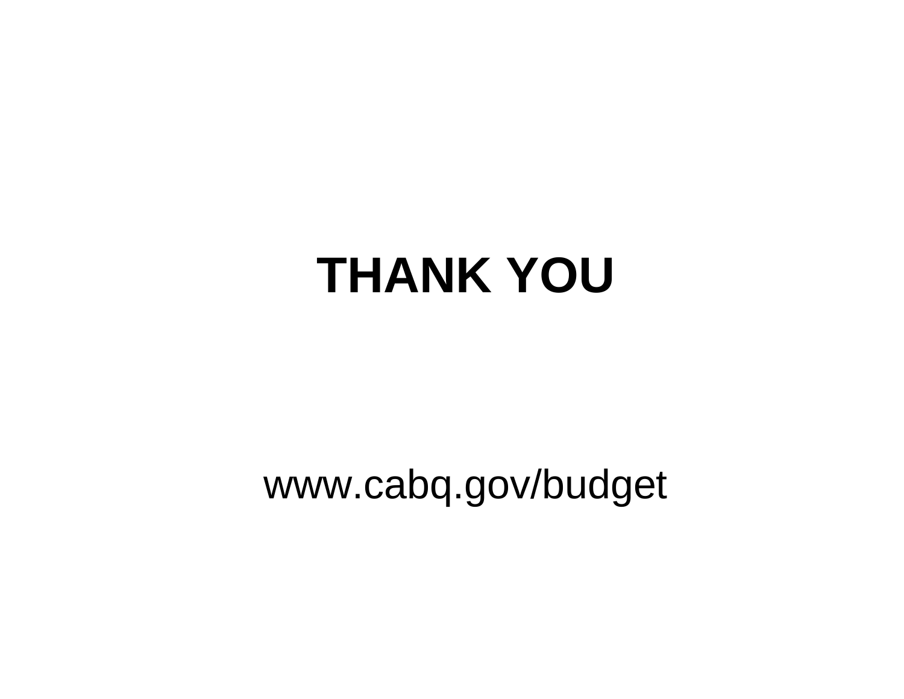# THANK YOU

www.cabq.gov/budget